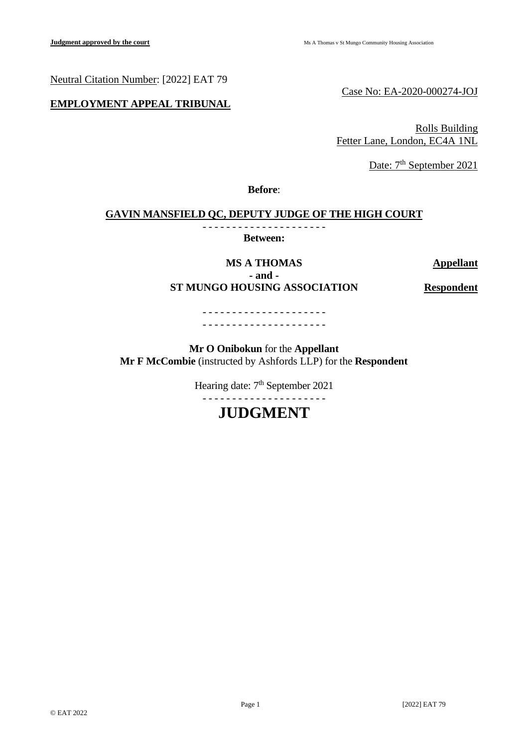Neutral Citation Number: [2022] EAT 79

Case No: EA-2020-000274-JOJ

**EMPLOYMENT APPEAL TRIBUNAL**

Rolls Building
Fetter Lane, London, EC4A 1NL

Date: 7th September 2021

**Before**:

**GAVIN MANSFIELD QC, DEPUTY JUDGE OF THE HIGH COURT**

- - - - - - - - - - - - - - - - - - - - -

**Between:**

**MS A THOMAS** **Appellant**
**- and -**
**ST MUNGO HOUSING ASSOCIATION** **Respondent**

- - - - - - - - - - - - - - - - - - - - -

- - - - - - - - - - - - - - - - - - - - -

**Mr O Onibokun** for the **Appellant**
**Mr F McCombie** (instructed by Ashfords LLP) for the **Respondent**

Hearing date: 7th September 2021

- - - - - - - - - - - - - - - - - - - - -

# JUDGMENT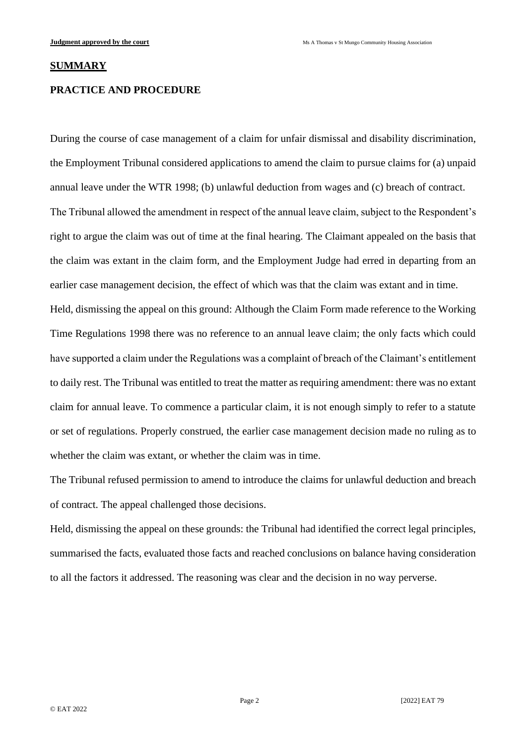## SUMMARY

### PRACTICE AND PROCEDURE

During the course of case management of a claim for unfair dismissal and disability discrimination, the Employment Tribunal considered applications to amend the claim to pursue claims for (a) unpaid annual leave under the WTR 1998; (b) unlawful deduction from wages and (c) breach of contract.

The Tribunal allowed the amendment in respect of the annual leave claim, subject to the Respondent's right to argue the claim was out of time at the final hearing. The Claimant appealed on the basis that the claim was extant in the claim form, and the Employment Judge had erred in departing from an earlier case management decision, the effect of which was that the claim was extant and in time.

Held, dismissing the appeal on this ground: Although the Claim Form made reference to the Working Time Regulations 1998 there was no reference to an annual leave claim; the only facts which could have supported a claim under the Regulations was a complaint of breach of the Claimant's entitlement to daily rest. The Tribunal was entitled to treat the matter as requiring amendment: there was no extant claim for annual leave. To commence a particular claim, it is not enough simply to refer to a statute or set of regulations. Properly construed, the earlier case management decision made no ruling as to whether the claim was extant, or whether the claim was in time.

The Tribunal refused permission to amend to introduce the claims for unlawful deduction and breach of contract. The appeal challenged those decisions.

Held, dismissing the appeal on these grounds: the Tribunal had identified the correct legal principles, summarised the facts, evaluated those facts and reached conclusions on balance having consideration to all the factors it addressed. The reasoning was clear and the decision in no way perverse.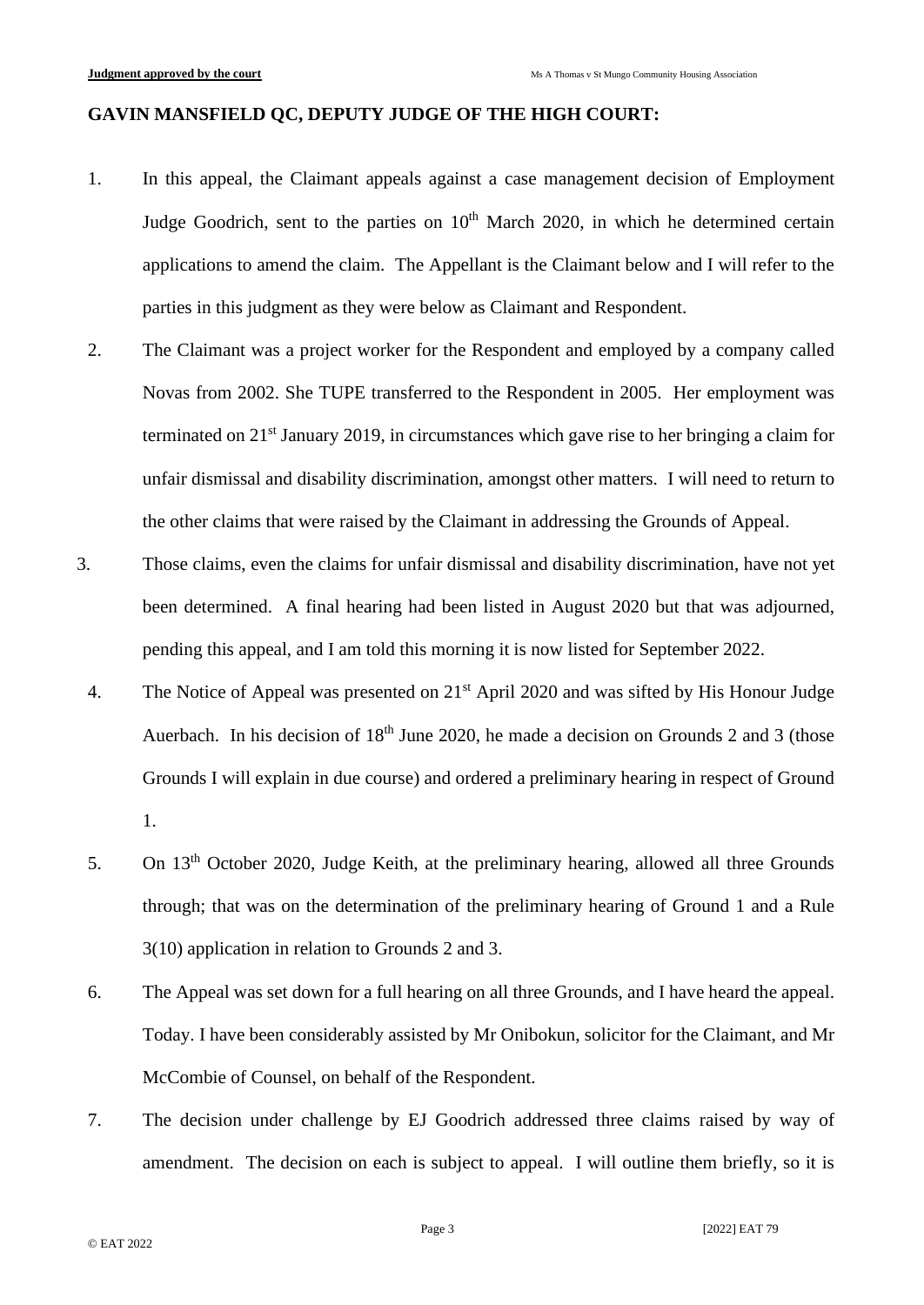**GAVIN MANSFIELD QC, DEPUTY JUDGE OF THE HIGH COURT:**

1. In this appeal, the Claimant appeals against a case management decision of Employment Judge Goodrich, sent to the parties on 10th March 2020, in which he determined certain applications to amend the claim. The Appellant is the Claimant below and I will refer to the parties in this judgment as they were below as Claimant and Respondent.

2. The Claimant was a project worker for the Respondent and employed by a company called Novas from 2002. She TUPE transferred to the Respondent in 2005. Her employment was terminated on 21st January 2019, in circumstances which gave rise to her bringing a claim for unfair dismissal and disability discrimination, amongst other matters. I will need to return to the other claims that were raised by the Claimant in addressing the Grounds of Appeal.

3. Those claims, even the claims for unfair dismissal and disability discrimination, have not yet been determined. A final hearing had been listed in August 2020 but that was adjourned, pending this appeal, and I am told this morning it is now listed for September 2022.

4. The Notice of Appeal was presented on 21st April 2020 and was sifted by His Honour Judge Auerbach. In his decision of 18th June 2020, he made a decision on Grounds 2 and 3 (those Grounds I will explain in due course) and ordered a preliminary hearing in respect of Ground 1.

5. On 13th October 2020, Judge Keith, at the preliminary hearing, allowed all three Grounds through; that was on the determination of the preliminary hearing of Ground 1 and a Rule 3(10) application in relation to Grounds 2 and 3.

6. The Appeal was set down for a full hearing on all three Grounds, and I have heard the appeal. Today. I have been considerably assisted by Mr Onibokun, solicitor for the Claimant, and Mr McCombie of Counsel, on behalf of the Respondent.

7. The decision under challenge by EJ Goodrich addressed three claims raised by way of amendment. The decision on each is subject to appeal. I will outline them briefly, so it is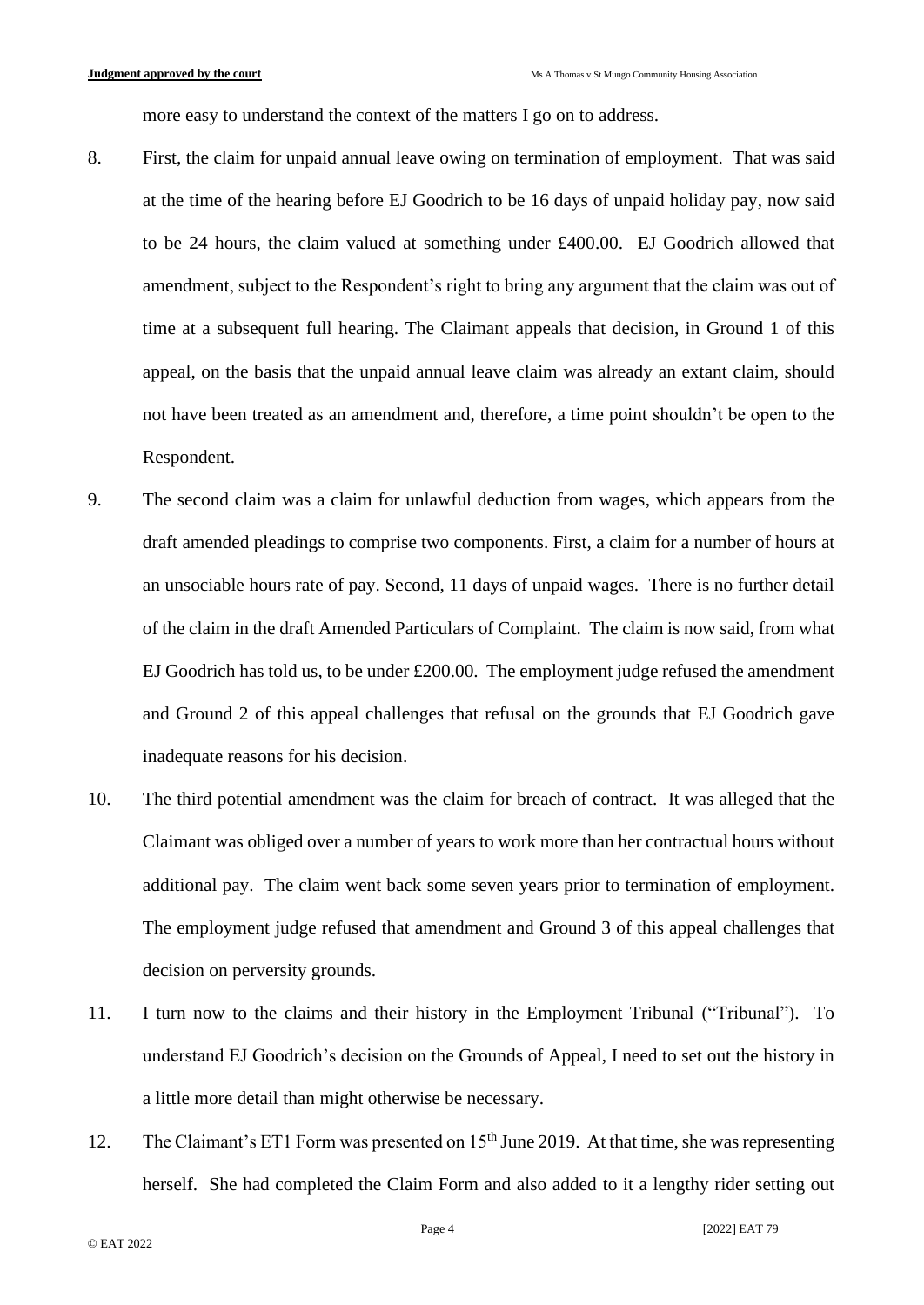more easy to understand the context of the matters I go on to address.

8. First, the claim for unpaid annual leave owing on termination of employment. That was said at the time of the hearing before EJ Goodrich to be 16 days of unpaid holiday pay, now said to be 24 hours, the claim valued at something under £400.00. EJ Goodrich allowed that amendment, subject to the Respondent's right to bring any argument that the claim was out of time at a subsequent full hearing. The Claimant appeals that decision, in Ground 1 of this appeal, on the basis that the unpaid annual leave claim was already an extant claim, should not have been treated as an amendment and, therefore, a time point shouldn't be open to the Respondent.

9. The second claim was a claim for unlawful deduction from wages, which appears from the draft amended pleadings to comprise two components. First, a claim for a number of hours at an unsociable hours rate of pay. Second, 11 days of unpaid wages. There is no further detail of the claim in the draft Amended Particulars of Complaint. The claim is now said, from what EJ Goodrich has told us, to be under £200.00. The employment judge refused the amendment and Ground 2 of this appeal challenges that refusal on the grounds that EJ Goodrich gave inadequate reasons for his decision.

10. The third potential amendment was the claim for breach of contract. It was alleged that the Claimant was obliged over a number of years to work more than her contractual hours without additional pay. The claim went back some seven years prior to termination of employment. The employment judge refused that amendment and Ground 3 of this appeal challenges that decision on perversity grounds.

11. I turn now to the claims and their history in the Employment Tribunal ("Tribunal"). To understand EJ Goodrich's decision on the Grounds of Appeal, I need to set out the history in a little more detail than might otherwise be necessary.

12. The Claimant's ET1 Form was presented on 15th June 2019. At that time, she was representing herself. She had completed the Claim Form and also added to it a lengthy rider setting out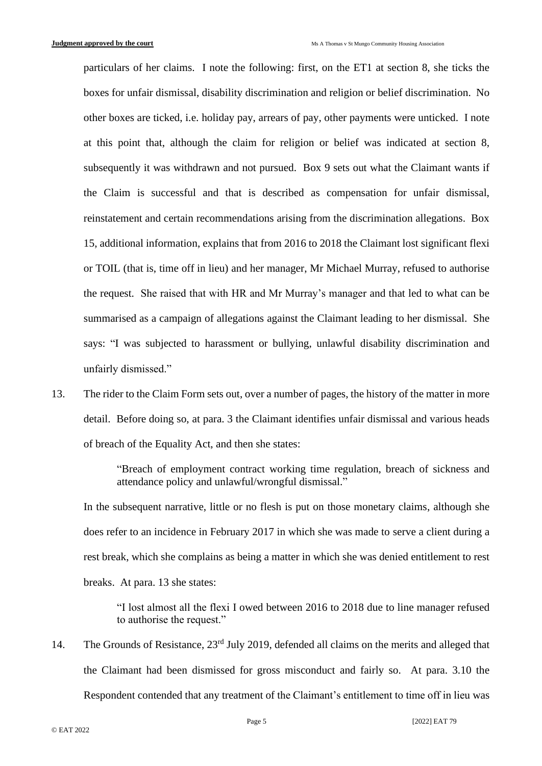particulars of her claims. I note the following: first, on the ET1 at section 8, she ticks the boxes for unfair dismissal, disability discrimination and religion or belief discrimination. No other boxes are ticked, i.e. holiday pay, arrears of pay, other payments were unticked. I note at this point that, although the claim for religion or belief was indicated at section 8, subsequently it was withdrawn and not pursued. Box 9 sets out what the Claimant wants if the Claim is successful and that is described as compensation for unfair dismissal, reinstatement and certain recommendations arising from the discrimination allegations. Box 15, additional information, explains that from 2016 to 2018 the Claimant lost significant flexi or TOIL (that is, time off in lieu) and her manager, Mr Michael Murray, refused to authorise the request. She raised that with HR and Mr Murray's manager and that led to what can be summarised as a campaign of allegations against the Claimant leading to her dismissal. She says: "I was subjected to harassment or bullying, unlawful disability discrimination and unfairly dismissed."

13. The rider to the Claim Form sets out, over a number of pages, the history of the matter in more detail. Before doing so, at para. 3 the Claimant identifies unfair dismissal and various heads of breach of the Equality Act, and then she states:

> "Breach of employment contract working time regulation, breach of sickness and attendance policy and unlawful/wrongful dismissal."

In the subsequent narrative, little or no flesh is put on those monetary claims, although she does refer to an incidence in February 2017 in which she was made to serve a client during a rest break, which she complains as being a matter in which she was denied entitlement to rest breaks. At para. 13 she states:

> "I lost almost all the flexi I owed between 2016 to 2018 due to line manager refused to authorise the request."

14. The Grounds of Resistance, 23rd July 2019, defended all claims on the merits and alleged that the Claimant had been dismissed for gross misconduct and fairly so. At para. 3.10 the Respondent contended that any treatment of the Claimant's entitlement to time off in lieu was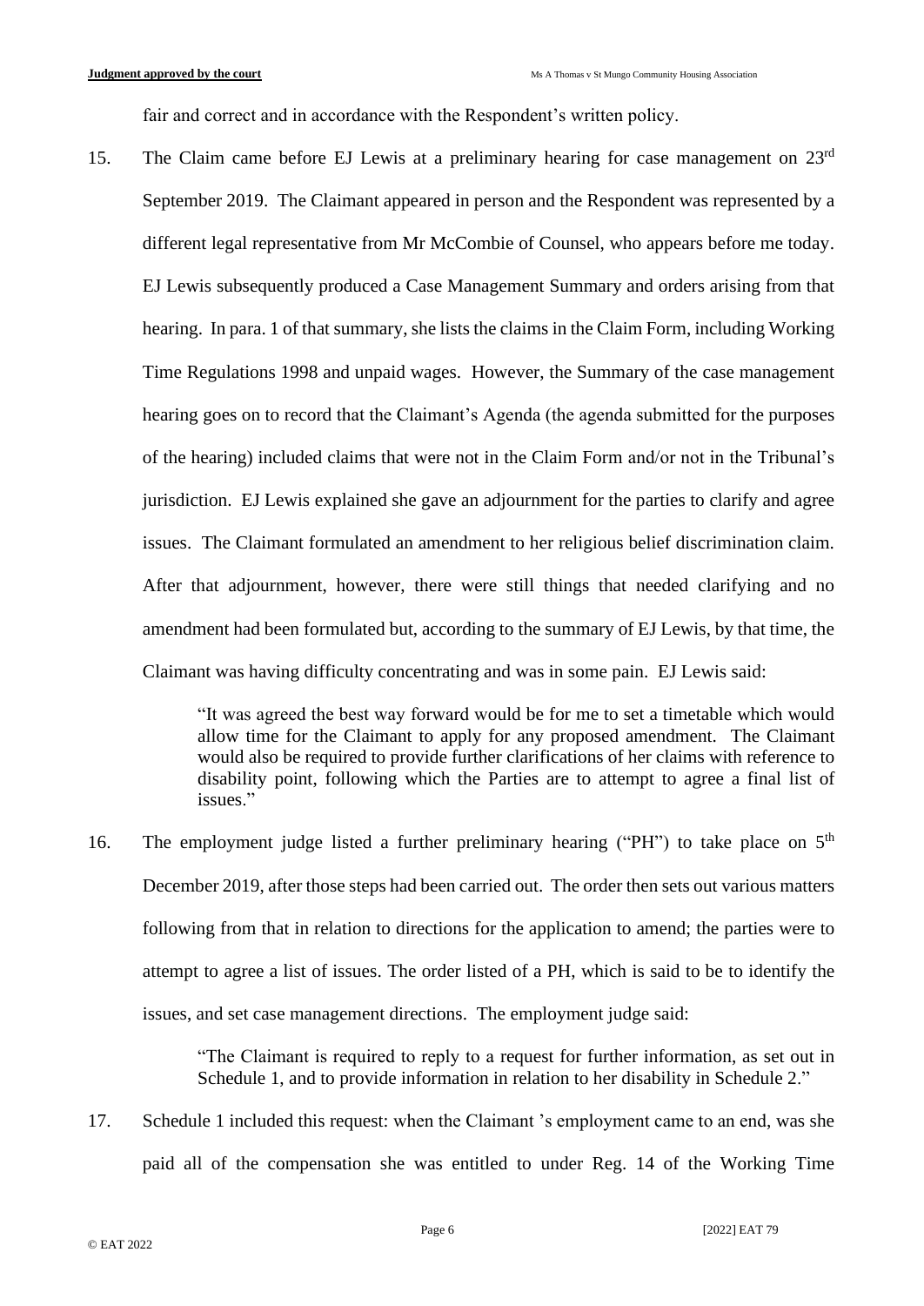fair and correct and in accordance with the Respondent's written policy.

15. The Claim came before EJ Lewis at a preliminary hearing for case management on 23rd September 2019. The Claimant appeared in person and the Respondent was represented by a different legal representative from Mr McCombie of Counsel, who appears before me today. EJ Lewis subsequently produced a Case Management Summary and orders arising from that hearing. In para. 1 of that summary, she lists the claims in the Claim Form, including Working Time Regulations 1998 and unpaid wages. However, the Summary of the case management hearing goes on to record that the Claimant's Agenda (the agenda submitted for the purposes of the hearing) included claims that were not in the Claim Form and/or not in the Tribunal's jurisdiction. EJ Lewis explained she gave an adjournment for the parties to clarify and agree issues. The Claimant formulated an amendment to her religious belief discrimination claim. After that adjournment, however, there were still things that needed clarifying and no amendment had been formulated but, according to the summary of EJ Lewis, by that time, the Claimant was having difficulty concentrating and was in some pain. EJ Lewis said:

> "It was agreed the best way forward would be for me to set a timetable which would allow time for the Claimant to apply for any proposed amendment. The Claimant would also be required to provide further clarifications of her claims with reference to disability point, following which the Parties are to attempt to agree a final list of issues."

16. The employment judge listed a further preliminary hearing ("PH") to take place on 5th December 2019, after those steps had been carried out. The order then sets out various matters following from that in relation to directions for the application to amend; the parties were to attempt to agree a list of issues. The order listed of a PH, which is said to be to identify the issues, and set case management directions. The employment judge said:

> "The Claimant is required to reply to a request for further information, as set out in Schedule 1, and to provide information in relation to her disability in Schedule 2."

17. Schedule 1 included this request: when the Claimant 's employment came to an end, was she paid all of the compensation she was entitled to under Reg. 14 of the Working Time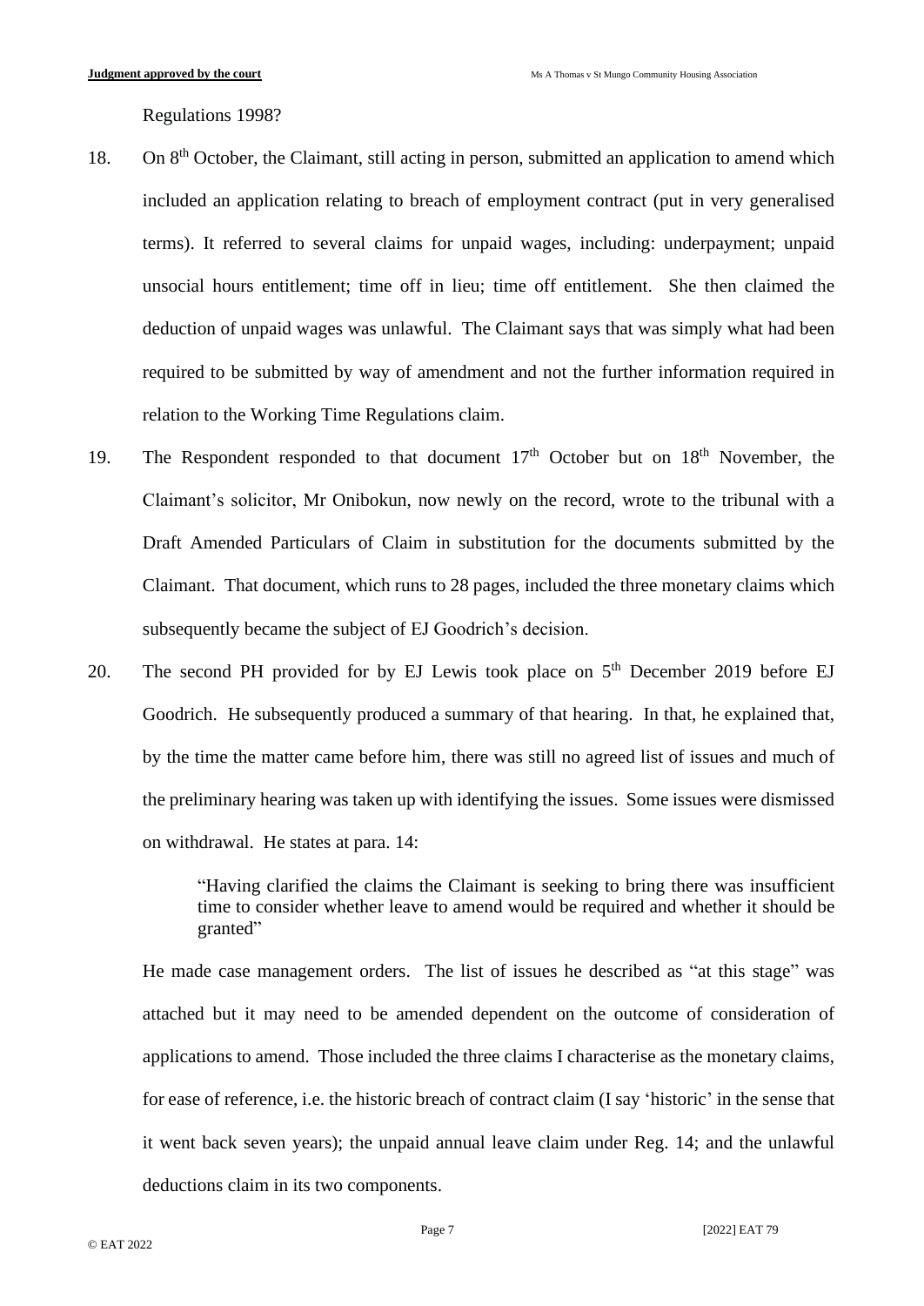Regulations 1998?

18. On 8th October, the Claimant, still acting in person, submitted an application to amend which included an application relating to breach of employment contract (put in very generalised terms). It referred to several claims for unpaid wages, including: underpayment; unpaid unsocial hours entitlement; time off in lieu; time off entitlement. She then claimed the deduction of unpaid wages was unlawful. The Claimant says that was simply what had been required to be submitted by way of amendment and not the further information required in relation to the Working Time Regulations claim.

19. The Respondent responded to that document 17th October but on 18th November, the Claimant's solicitor, Mr Onibokun, now newly on the record, wrote to the tribunal with a Draft Amended Particulars of Claim in substitution for the documents submitted by the Claimant. That document, which runs to 28 pages, included the three monetary claims which subsequently became the subject of EJ Goodrich's decision.

20. The second PH provided for by EJ Lewis took place on 5th December 2019 before EJ Goodrich. He subsequently produced a summary of that hearing. In that, he explained that, by the time the matter came before him, there was still no agreed list of issues and much of the preliminary hearing was taken up with identifying the issues. Some issues were dismissed on withdrawal. He states at para. 14:

> "Having clarified the claims the Claimant is seeking to bring there was insufficient time to consider whether leave to amend would be required and whether it should be granted"

He made case management orders. The list of issues he described as "at this stage" was attached but it may need to be amended dependent on the outcome of consideration of applications to amend. Those included the three claims I characterise as the monetary claims, for ease of reference, i.e. the historic breach of contract claim (I say 'historic' in the sense that it went back seven years); the unpaid annual leave claim under Reg. 14; and the unlawful deductions claim in its two components.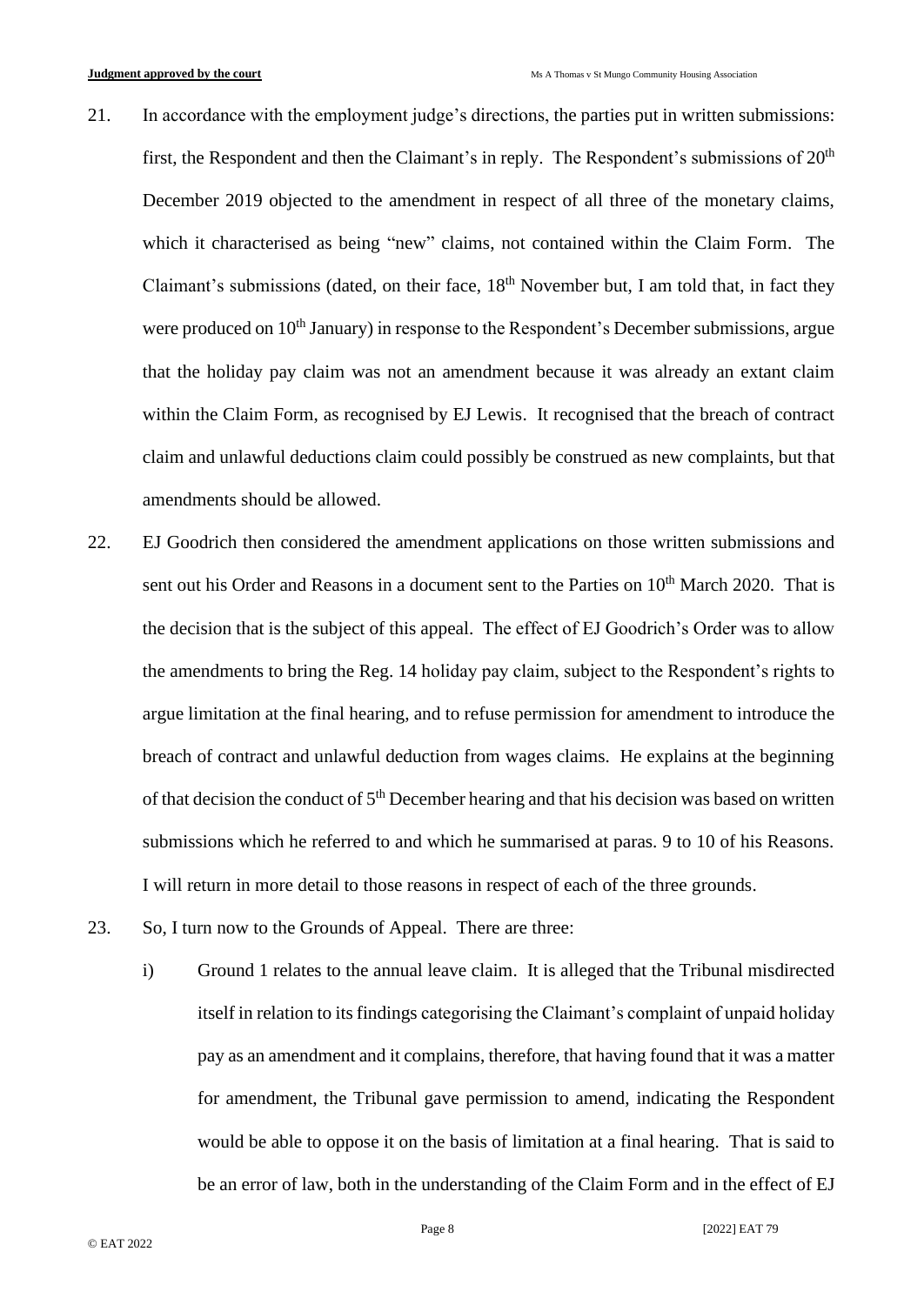21. In accordance with the employment judge's directions, the parties put in written submissions: first, the Respondent and then the Claimant's in reply. The Respondent's submissions of 20th December 2019 objected to the amendment in respect of all three of the monetary claims, which it characterised as being "new" claims, not contained within the Claim Form. The Claimant's submissions (dated, on their face, 18th November but, I am told that, in fact they were produced on 10th January) in response to the Respondent's December submissions, argue that the holiday pay claim was not an amendment because it was already an extant claim within the Claim Form, as recognised by EJ Lewis. It recognised that the breach of contract claim and unlawful deductions claim could possibly be construed as new complaints, but that amendments should be allowed.

22. EJ Goodrich then considered the amendment applications on those written submissions and sent out his Order and Reasons in a document sent to the Parties on 10th March 2020. That is the decision that is the subject of this appeal. The effect of EJ Goodrich's Order was to allow the amendments to bring the Reg. 14 holiday pay claim, subject to the Respondent's rights to argue limitation at the final hearing, and to refuse permission for amendment to introduce the breach of contract and unlawful deduction from wages claims. He explains at the beginning of that decision the conduct of 5th December hearing and that his decision was based on written submissions which he referred to and which he summarised at paras. 9 to 10 of his Reasons. I will return in more detail to those reasons in respect of each of the three grounds.

23. So, I turn now to the Grounds of Appeal. There are three:

    i) Ground 1 relates to the annual leave claim. It is alleged that the Tribunal misdirected itself in relation to its findings categorising the Claimant's complaint of unpaid holiday pay as an amendment and it complains, therefore, that having found that it was a matter for amendment, the Tribunal gave permission to amend, indicating the Respondent would be able to oppose it on the basis of limitation at a final hearing. That is said to be an error of law, both in the understanding of the Claim Form and in the effect of EJ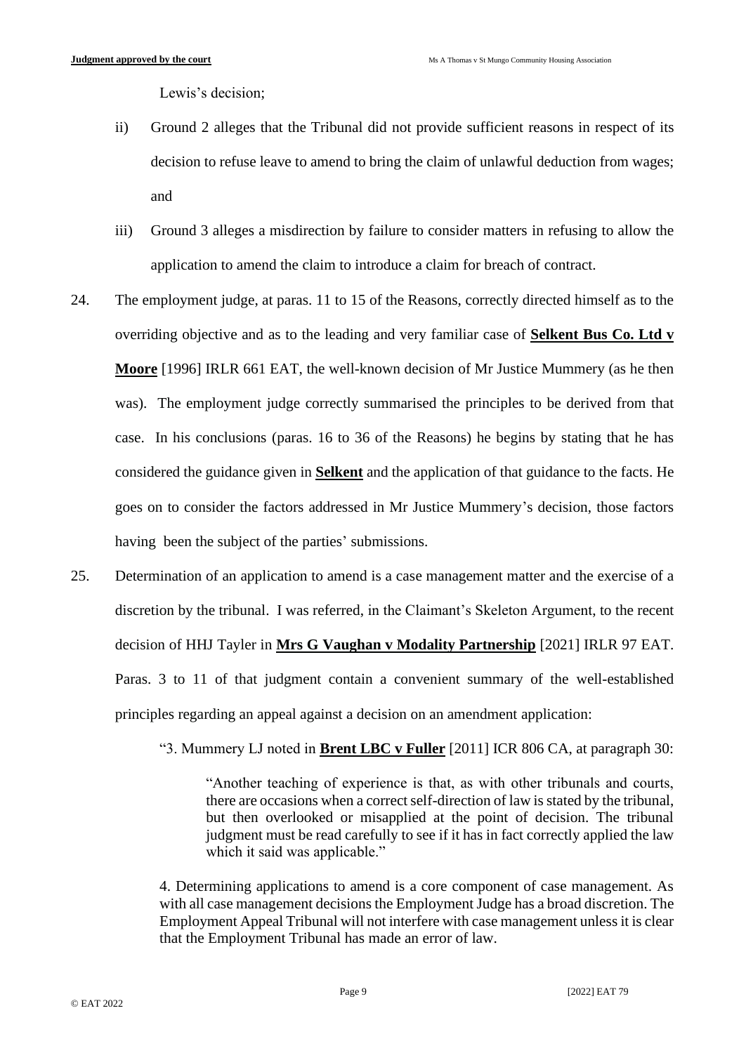Lewis's decision;

ii) Ground 2 alleges that the Tribunal did not provide sufficient reasons in respect of its decision to refuse leave to amend to bring the claim of unlawful deduction from wages; and

iii) Ground 3 alleges a misdirection by failure to consider matters in refusing to allow the application to amend the claim to introduce a claim for breach of contract.

24. The employment judge, at paras. 11 to 15 of the Reasons, correctly directed himself as to the overriding objective and as to the leading and very familiar case of **Selkent Bus Co. Ltd v Moore** [1996] IRLR 661 EAT, the well-known decision of Mr Justice Mummery (as he then was). The employment judge correctly summarised the principles to be derived from that case. In his conclusions (paras. 16 to 36 of the Reasons) he begins by stating that he has considered the guidance given in **Selkent** and the application of that guidance to the facts. He goes on to consider the factors addressed in Mr Justice Mummery's decision, those factors having been the subject of the parties' submissions.

25. Determination of an application to amend is a case management matter and the exercise of a discretion by the tribunal. I was referred, in the Claimant's Skeleton Argument, to the recent decision of HHJ Tayler in **Mrs G Vaughan v Modality Partnership** [2021] IRLR 97 EAT. Paras. 3 to 11 of that judgment contain a convenient summary of the well-established principles regarding an appeal against a decision on an amendment application:

> "3. Mummery LJ noted in **Brent LBC v Fuller** [2011] ICR 806 CA, at paragraph 30:
>
> > "Another teaching of experience is that, as with other tribunals and courts, there are occasions when a correct self-direction of law is stated by the tribunal, but then overlooked or misapplied at the point of decision. The tribunal judgment must be read carefully to see if it has in fact correctly applied the law which it said was applicable."
>
> 4. Determining applications to amend is a core component of case management. As with all case management decisions the Employment Judge has a broad discretion. The Employment Appeal Tribunal will not interfere with case management unless it is clear that the Employment Tribunal has made an error of law.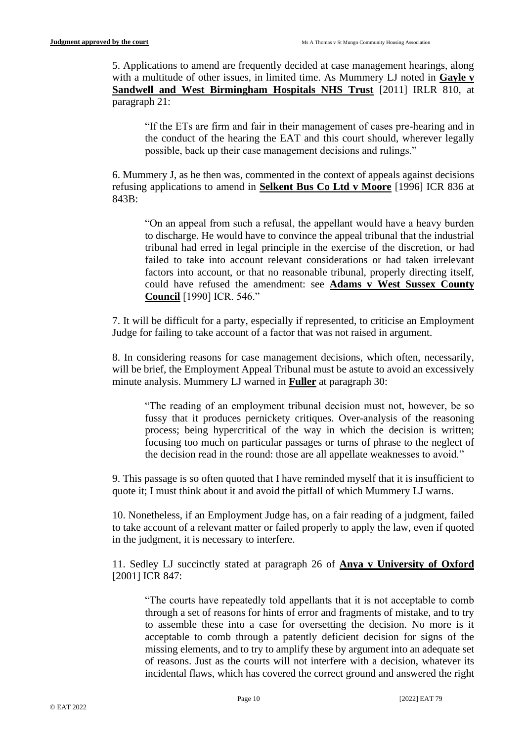5. Applications to amend are frequently decided at case management hearings, along with a multitude of other issues, in limited time. As Mummery LJ noted in **Gayle v Sandwell and West Birmingham Hospitals NHS Trust** [2011] IRLR 810, at paragraph 21:

> "If the ETs are firm and fair in their management of cases pre-hearing and in the conduct of the hearing the EAT and this court should, wherever legally possible, back up their case management decisions and rulings."

6. Mummery J, as he then was, commented in the context of appeals against decisions refusing applications to amend in **Selkent Bus Co Ltd v Moore** [1996] ICR 836 at 843B:

> "On an appeal from such a refusal, the appellant would have a heavy burden to discharge. He would have to convince the appeal tribunal that the industrial tribunal had erred in legal principle in the exercise of the discretion, or had failed to take into account relevant considerations or had taken irrelevant factors into account, or that no reasonable tribunal, properly directing itself, could have refused the amendment: see **Adams v West Sussex County Council** [1990] ICR. 546."

7. It will be difficult for a party, especially if represented, to criticise an Employment Judge for failing to take account of a factor that was not raised in argument.

8. In considering reasons for case management decisions, which often, necessarily, will be brief, the Employment Appeal Tribunal must be astute to avoid an excessively minute analysis. Mummery LJ warned in **Fuller** at paragraph 30:

> "The reading of an employment tribunal decision must not, however, be so fussy that it produces pernickety critiques. Over-analysis of the reasoning process; being hypercritical of the way in which the decision is written; focusing too much on particular passages or turns of phrase to the neglect of the decision read in the round: those are all appellate weaknesses to avoid."

9. This passage is so often quoted that I have reminded myself that it is insufficient to quote it; I must think about it and avoid the pitfall of which Mummery LJ warns.

10. Nonetheless, if an Employment Judge has, on a fair reading of a judgment, failed to take account of a relevant matter or failed properly to apply the law, even if quoted in the judgment, it is necessary to interfere.

11. Sedley LJ succinctly stated at paragraph 26 of **Anya v University of Oxford** [2001] ICR 847:

> "The courts have repeatedly told appellants that it is not acceptable to comb through a set of reasons for hints of error and fragments of mistake, and to try to assemble these into a case for oversetting the decision. No more is it acceptable to comb through a patently deficient decision for signs of the missing elements, and to try to amplify these by argument into an adequate set of reasons. Just as the courts will not interfere with a decision, whatever its incidental flaws, which has covered the correct ground and answered the right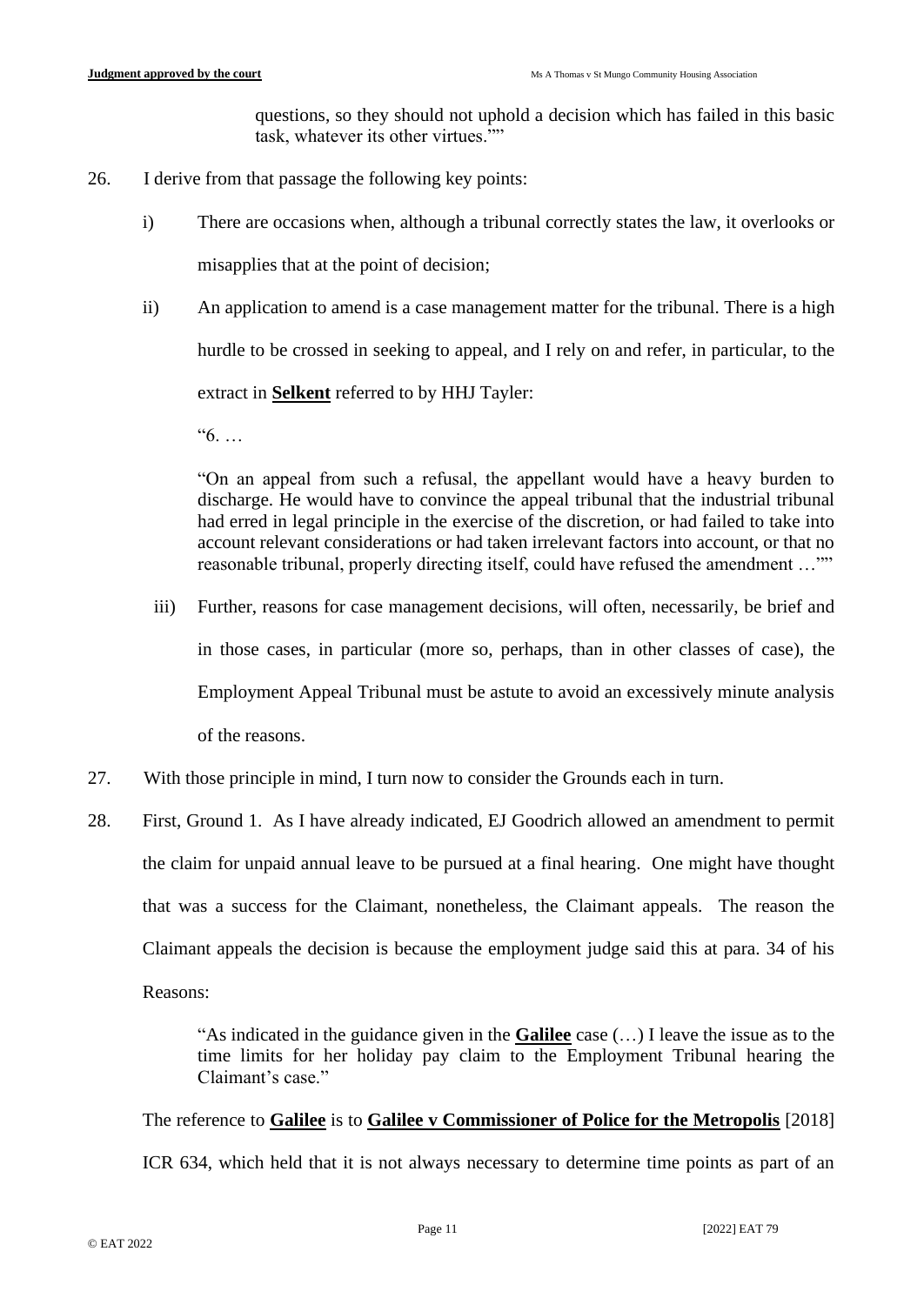questions, so they should not uphold a decision which has failed in this basic task, whatever its other virtues.""

26. I derive from that passage the following key points:

    i) There are occasions when, although a tribunal correctly states the law, it overlooks or misapplies that at the point of decision;

    ii) An application to amend is a case management matter for the tribunal. There is a high hurdle to be crossed in seeking to appeal, and I rely on and refer, in particular, to the extract in **Selkent** referred to by HHJ Tayler:

    > "6. …
    >
    > "On an appeal from such a refusal, the appellant would have a heavy burden to discharge. He would have to convince the appeal tribunal that the industrial tribunal had erred in legal principle in the exercise of the discretion, or had failed to take into account relevant considerations or had taken irrelevant factors into account, or that no reasonable tribunal, properly directing itself, could have refused the amendment …""

    iii) Further, reasons for case management decisions, will often, necessarily, be brief and in those cases, in particular (more so, perhaps, than in other classes of case), the Employment Appeal Tribunal must be astute to avoid an excessively minute analysis of the reasons.

27. With those principle in mind, I turn now to consider the Grounds each in turn.

28. First, Ground 1. As I have already indicated, EJ Goodrich allowed an amendment to permit the claim for unpaid annual leave to be pursued at a final hearing. One might have thought that was a success for the Claimant, nonetheless, the Claimant appeals. The reason the Claimant appeals the decision is because the employment judge said this at para. 34 of his Reasons:

    > "As indicated in the guidance given in the **Galilee** case (…) I leave the issue as to the time limits for her holiday pay claim to the Employment Tribunal hearing the Claimant's case."

    The reference to **Galilee** is to **Galilee v Commissioner of Police for the Metropolis** [2018] ICR 634, which held that it is not always necessary to determine time points as part of an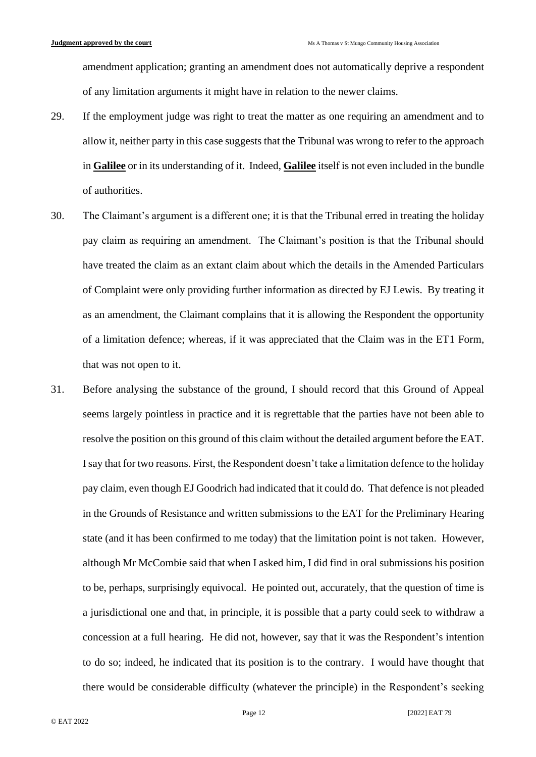amendment application; granting an amendment does not automatically deprive a respondent of any limitation arguments it might have in relation to the newer claims.

29. If the employment judge was right to treat the matter as one requiring an amendment and to allow it, neither party in this case suggests that the Tribunal was wrong to refer to the approach in **Galilee** or in its understanding of it. Indeed, **Galilee** itself is not even included in the bundle of authorities.

30. The Claimant's argument is a different one; it is that the Tribunal erred in treating the holiday pay claim as requiring an amendment. The Claimant's position is that the Tribunal should have treated the claim as an extant claim about which the details in the Amended Particulars of Complaint were only providing further information as directed by EJ Lewis. By treating it as an amendment, the Claimant complains that it is allowing the Respondent the opportunity of a limitation defence; whereas, if it was appreciated that the Claim was in the ET1 Form, that was not open to it.

31. Before analysing the substance of the ground, I should record that this Ground of Appeal seems largely pointless in practice and it is regrettable that the parties have not been able to resolve the position on this ground of this claim without the detailed argument before the EAT. I say that for two reasons. First, the Respondent doesn't take a limitation defence to the holiday pay claim, even though EJ Goodrich had indicated that it could do. That defence is not pleaded in the Grounds of Resistance and written submissions to the EAT for the Preliminary Hearing state (and it has been confirmed to me today) that the limitation point is not taken. However, although Mr McCombie said that when I asked him, I did find in oral submissions his position to be, perhaps, surprisingly equivocal. He pointed out, accurately, that the question of time is a jurisdictional one and that, in principle, it is possible that a party could seek to withdraw a concession at a full hearing. He did not, however, say that it was the Respondent's intention to do so; indeed, he indicated that its position is to the contrary. I would have thought that there would be considerable difficulty (whatever the principle) in the Respondent's seeking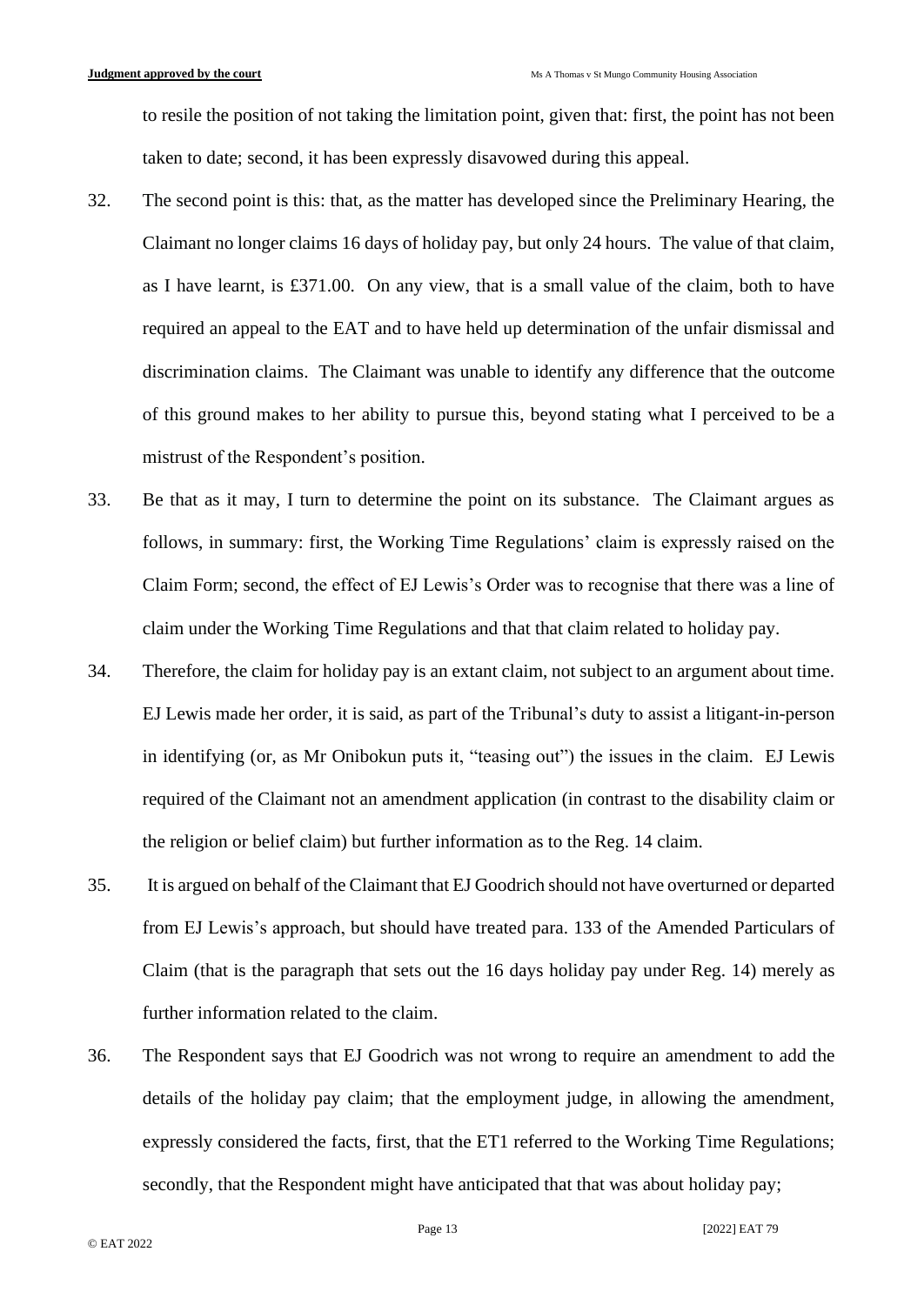to resile the position of not taking the limitation point, given that: first, the point has not been taken to date; second, it has been expressly disavowed during this appeal.

32. The second point is this: that, as the matter has developed since the Preliminary Hearing, the Claimant no longer claims 16 days of holiday pay, but only 24 hours. The value of that claim, as I have learnt, is £371.00. On any view, that is a small value of the claim, both to have required an appeal to the EAT and to have held up determination of the unfair dismissal and discrimination claims. The Claimant was unable to identify any difference that the outcome of this ground makes to her ability to pursue this, beyond stating what I perceived to be a mistrust of the Respondent's position.

33. Be that as it may, I turn to determine the point on its substance. The Claimant argues as follows, in summary: first, the Working Time Regulations' claim is expressly raised on the Claim Form; second, the effect of EJ Lewis's Order was to recognise that there was a line of claim under the Working Time Regulations and that that claim related to holiday pay.

34. Therefore, the claim for holiday pay is an extant claim, not subject to an argument about time. EJ Lewis made her order, it is said, as part of the Tribunal's duty to assist a litigant-in-person in identifying (or, as Mr Onibokun puts it, "teasing out") the issues in the claim. EJ Lewis required of the Claimant not an amendment application (in contrast to the disability claim or the religion or belief claim) but further information as to the Reg. 14 claim.

35. It is argued on behalf of the Claimant that EJ Goodrich should not have overturned or departed from EJ Lewis's approach, but should have treated para. 133 of the Amended Particulars of Claim (that is the paragraph that sets out the 16 days holiday pay under Reg. 14) merely as further information related to the claim.

36. The Respondent says that EJ Goodrich was not wrong to require an amendment to add the details of the holiday pay claim; that the employment judge, in allowing the amendment, expressly considered the facts, first, that the ET1 referred to the Working Time Regulations; secondly, that the Respondent might have anticipated that that was about holiday pay;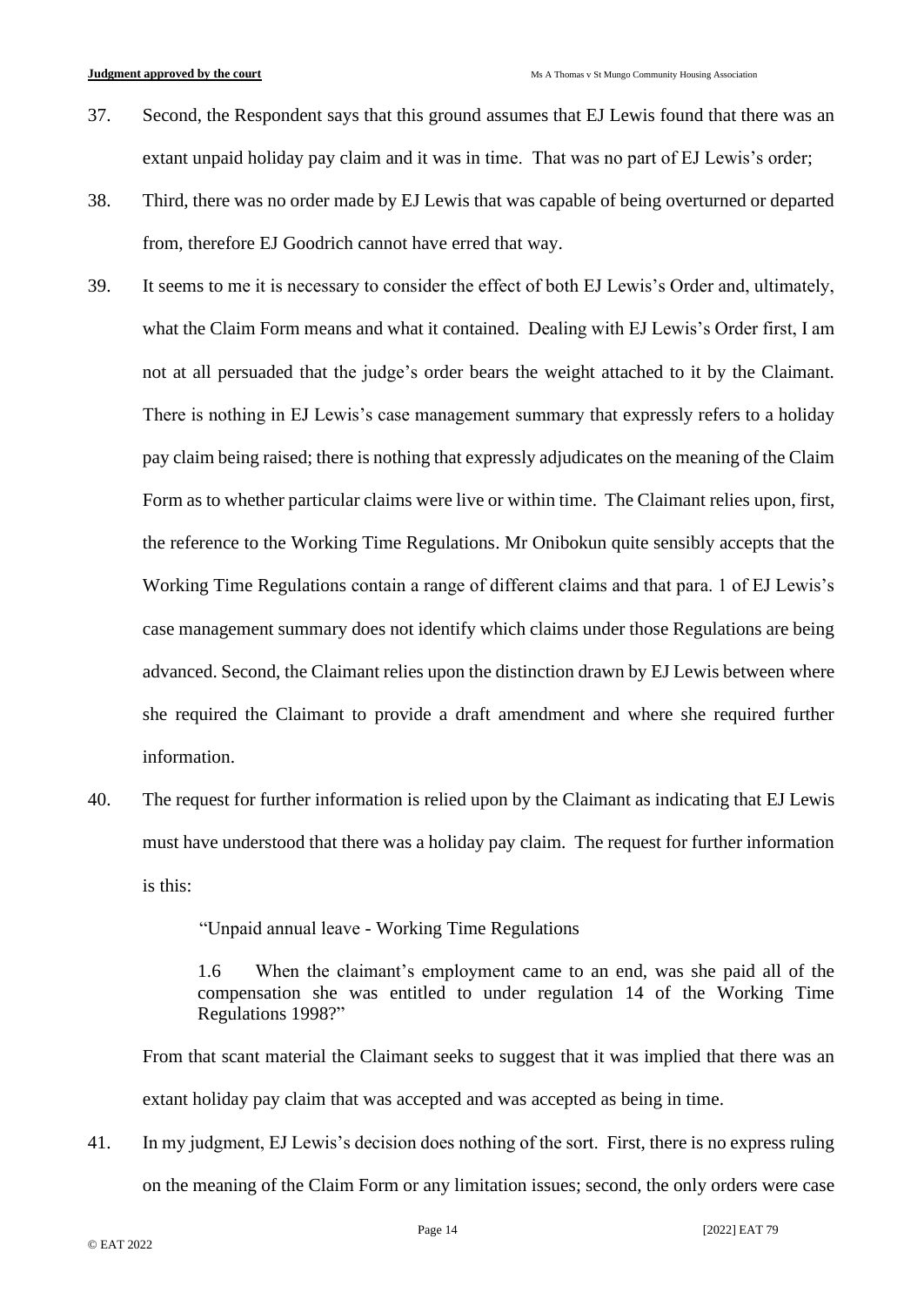37. Second, the Respondent says that this ground assumes that EJ Lewis found that there was an extant unpaid holiday pay claim and it was in time. That was no part of EJ Lewis's order;

38. Third, there was no order made by EJ Lewis that was capable of being overturned or departed from, therefore EJ Goodrich cannot have erred that way.

39. It seems to me it is necessary to consider the effect of both EJ Lewis's Order and, ultimately, what the Claim Form means and what it contained. Dealing with EJ Lewis's Order first, I am not at all persuaded that the judge's order bears the weight attached to it by the Claimant. There is nothing in EJ Lewis's case management summary that expressly refers to a holiday pay claim being raised; there is nothing that expressly adjudicates on the meaning of the Claim Form as to whether particular claims were live or within time. The Claimant relies upon, first, the reference to the Working Time Regulations. Mr Onibokun quite sensibly accepts that the Working Time Regulations contain a range of different claims and that para. 1 of EJ Lewis's case management summary does not identify which claims under those Regulations are being advanced. Second, the Claimant relies upon the distinction drawn by EJ Lewis between where she required the Claimant to provide a draft amendment and where she required further information.

40. The request for further information is relied upon by the Claimant as indicating that EJ Lewis must have understood that there was a holiday pay claim. The request for further information is this:

> "Unpaid annual leave - Working Time Regulations
>
> 1.6 When the claimant's employment came to an end, was she paid all of the compensation she was entitled to under regulation 14 of the Working Time Regulations 1998?"

From that scant material the Claimant seeks to suggest that it was implied that there was an extant holiday pay claim that was accepted and was accepted as being in time.

41. In my judgment, EJ Lewis's decision does nothing of the sort. First, there is no express ruling on the meaning of the Claim Form or any limitation issues; second, the only orders were case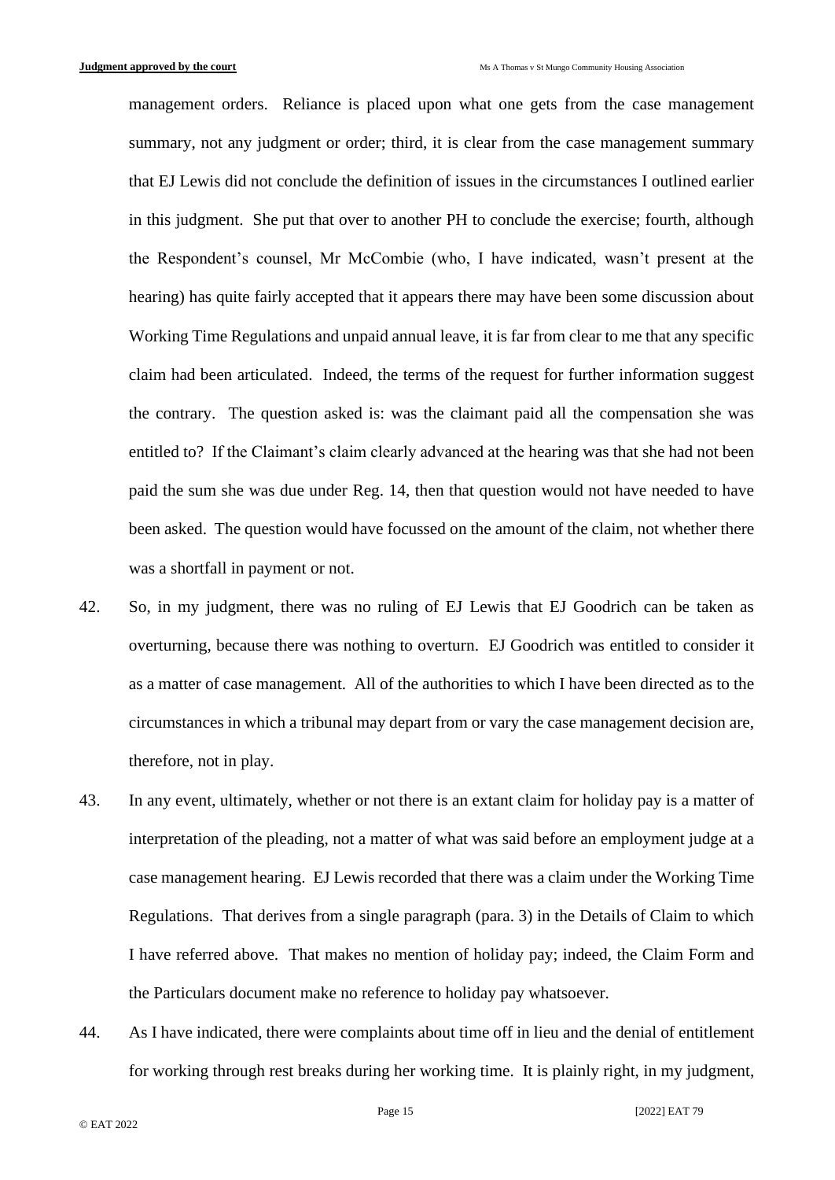management orders. Reliance is placed upon what one gets from the case management summary, not any judgment or order; third, it is clear from the case management summary that EJ Lewis did not conclude the definition of issues in the circumstances I outlined earlier in this judgment. She put that over to another PH to conclude the exercise; fourth, although the Respondent's counsel, Mr McCombie (who, I have indicated, wasn't present at the hearing) has quite fairly accepted that it appears there may have been some discussion about Working Time Regulations and unpaid annual leave, it is far from clear to me that any specific claim had been articulated. Indeed, the terms of the request for further information suggest the contrary. The question asked is: was the claimant paid all the compensation she was entitled to? If the Claimant's claim clearly advanced at the hearing was that she had not been paid the sum she was due under Reg. 14, then that question would not have needed to have been asked. The question would have focussed on the amount of the claim, not whether there was a shortfall in payment or not.

42. So, in my judgment, there was no ruling of EJ Lewis that EJ Goodrich can be taken as overturning, because there was nothing to overturn. EJ Goodrich was entitled to consider it as a matter of case management. All of the authorities to which I have been directed as to the circumstances in which a tribunal may depart from or vary the case management decision are, therefore, not in play.

43. In any event, ultimately, whether or not there is an extant claim for holiday pay is a matter of interpretation of the pleading, not a matter of what was said before an employment judge at a case management hearing. EJ Lewis recorded that there was a claim under the Working Time Regulations. That derives from a single paragraph (para. 3) in the Details of Claim to which I have referred above. That makes no mention of holiday pay; indeed, the Claim Form and the Particulars document make no reference to holiday pay whatsoever.

44. As I have indicated, there were complaints about time off in lieu and the denial of entitlement for working through rest breaks during her working time. It is plainly right, in my judgment,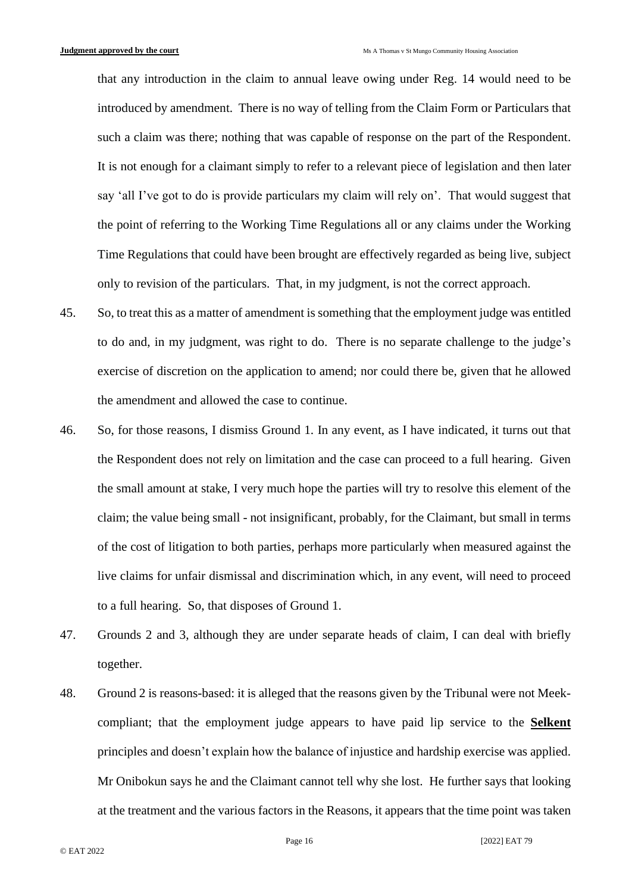that any introduction in the claim to annual leave owing under Reg. 14 would need to be introduced by amendment. There is no way of telling from the Claim Form or Particulars that such a claim was there; nothing that was capable of response on the part of the Respondent. It is not enough for a claimant simply to refer to a relevant piece of legislation and then later say 'all I've got to do is provide particulars my claim will rely on'. That would suggest that the point of referring to the Working Time Regulations all or any claims under the Working Time Regulations that could have been brought are effectively regarded as being live, subject only to revision of the particulars. That, in my judgment, is not the correct approach.

45. So, to treat this as a matter of amendment is something that the employment judge was entitled to do and, in my judgment, was right to do. There is no separate challenge to the judge's exercise of discretion on the application to amend; nor could there be, given that he allowed the amendment and allowed the case to continue.

46. So, for those reasons, I dismiss Ground 1. In any event, as I have indicated, it turns out that the Respondent does not rely on limitation and the case can proceed to a full hearing. Given the small amount at stake, I very much hope the parties will try to resolve this element of the claim; the value being small - not insignificant, probably, for the Claimant, but small in terms of the cost of litigation to both parties, perhaps more particularly when measured against the live claims for unfair dismissal and discrimination which, in any event, will need to proceed to a full hearing. So, that disposes of Ground 1.

47. Grounds 2 and 3, although they are under separate heads of claim, I can deal with briefly together.

48. Ground 2 is reasons-based: it is alleged that the reasons given by the Tribunal were not Meek-compliant; that the employment judge appears to have paid lip service to the **Selkent** principles and doesn't explain how the balance of injustice and hardship exercise was applied. Mr Onibokun says he and the Claimant cannot tell why she lost. He further says that looking at the treatment and the various factors in the Reasons, it appears that the time point was taken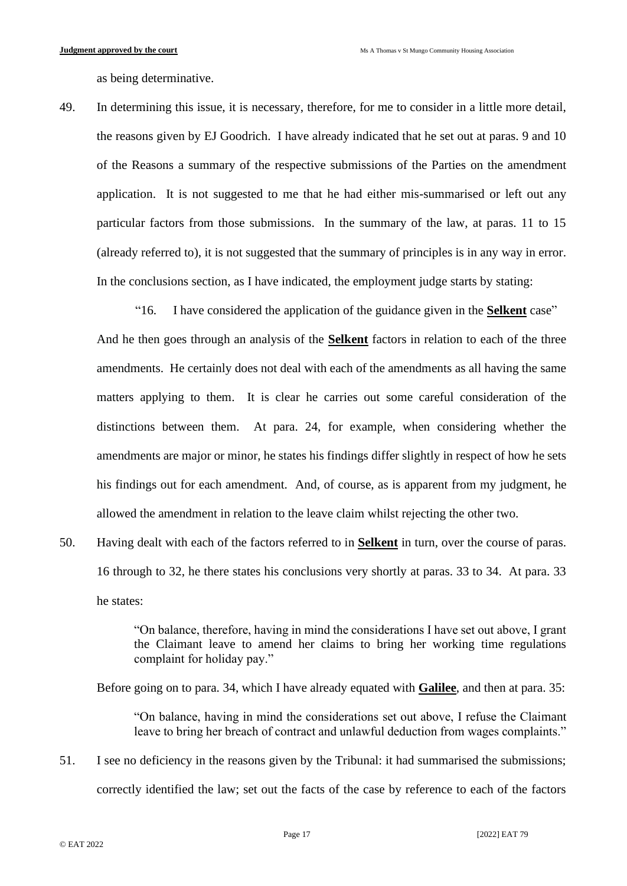as being determinative.

49. In determining this issue, it is necessary, therefore, for me to consider in a little more detail, the reasons given by EJ Goodrich. I have already indicated that he set out at paras. 9 and 10 of the Reasons a summary of the respective submissions of the Parties on the amendment application. It is not suggested to me that he had either mis-summarised or left out any particular factors from those submissions. In the summary of the law, at paras. 11 to 15 (already referred to), it is not suggested that the summary of principles is in any way in error. In the conclusions section, as I have indicated, the employment judge starts by stating:

   "16. I have considered the application of the guidance given in the **Selkent** case"

   And he then goes through an analysis of the **Selkent** factors in relation to each of the three amendments. He certainly does not deal with each of the amendments as all having the same matters applying to them. It is clear he carries out some careful consideration of the distinctions between them. At para. 24, for example, when considering whether the amendments are major or minor, he states his findings differ slightly in respect of how he sets his findings out for each amendment. And, of course, as is apparent from my judgment, he allowed the amendment in relation to the leave claim whilst rejecting the other two.

50. Having dealt with each of the factors referred to in **Selkent** in turn, over the course of paras. 16 through to 32, he there states his conclusions very shortly at paras. 33 to 34. At para. 33 he states:

   > "On balance, therefore, having in mind the considerations I have set out above, I grant the Claimant leave to amend her claims to bring her working time regulations complaint for holiday pay."

   Before going on to para. 34, which I have already equated with **Galilee**, and then at para. 35:

   > "On balance, having in mind the considerations set out above, I refuse the Claimant leave to bring her breach of contract and unlawful deduction from wages complaints."

51. I see no deficiency in the reasons given by the Tribunal: it had summarised the submissions; correctly identified the law; set out the facts of the case by reference to each of the factors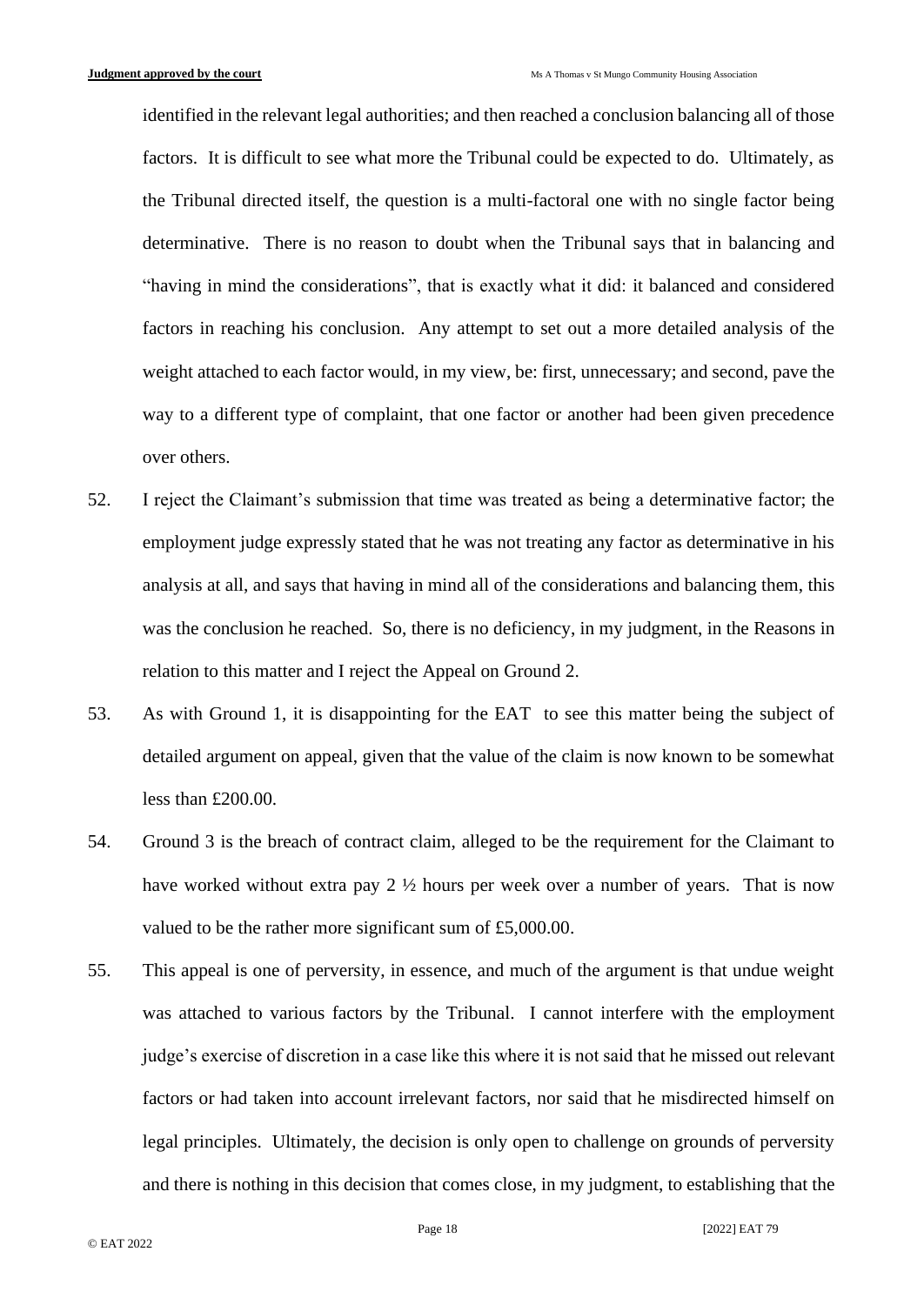identified in the relevant legal authorities; and then reached a conclusion balancing all of those factors. It is difficult to see what more the Tribunal could be expected to do. Ultimately, as the Tribunal directed itself, the question is a multi-factoral one with no single factor being determinative. There is no reason to doubt when the Tribunal says that in balancing and "having in mind the considerations", that is exactly what it did: it balanced and considered factors in reaching his conclusion. Any attempt to set out a more detailed analysis of the weight attached to each factor would, in my view, be: first, unnecessary; and second, pave the way to a different type of complaint, that one factor or another had been given precedence over others.

52. I reject the Claimant's submission that time was treated as being a determinative factor; the employment judge expressly stated that he was not treating any factor as determinative in his analysis at all, and says that having in mind all of the considerations and balancing them, this was the conclusion he reached. So, there is no deficiency, in my judgment, in the Reasons in relation to this matter and I reject the Appeal on Ground 2.

53. As with Ground 1, it is disappointing for the EAT to see this matter being the subject of detailed argument on appeal, given that the value of the claim is now known to be somewhat less than £200.00.

54. Ground 3 is the breach of contract claim, alleged to be the requirement for the Claimant to have worked without extra pay 2 ½ hours per week over a number of years. That is now valued to be the rather more significant sum of £5,000.00.

55. This appeal is one of perversity, in essence, and much of the argument is that undue weight was attached to various factors by the Tribunal. I cannot interfere with the employment judge's exercise of discretion in a case like this where it is not said that he missed out relevant factors or had taken into account irrelevant factors, nor said that he misdirected himself on legal principles. Ultimately, the decision is only open to challenge on grounds of perversity and there is nothing in this decision that comes close, in my judgment, to establishing that the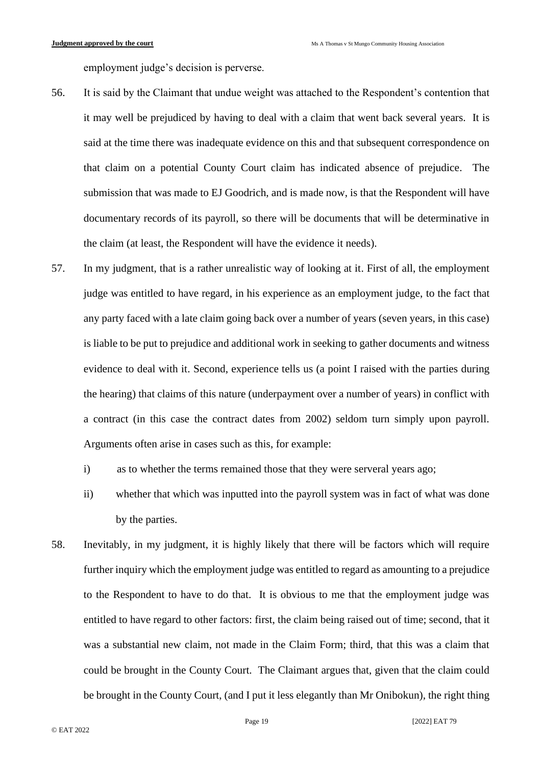employment judge's decision is perverse.

56. It is said by the Claimant that undue weight was attached to the Respondent's contention that it may well be prejudiced by having to deal with a claim that went back several years. It is said at the time there was inadequate evidence on this and that subsequent correspondence on that claim on a potential County Court claim has indicated absence of prejudice. The submission that was made to EJ Goodrich, and is made now, is that the Respondent will have documentary records of its payroll, so there will be documents that will be determinative in the claim (at least, the Respondent will have the evidence it needs).

57. In my judgment, that is a rather unrealistic way of looking at it. First of all, the employment judge was entitled to have regard, in his experience as an employment judge, to the fact that any party faced with a late claim going back over a number of years (seven years, in this case) is liable to be put to prejudice and additional work in seeking to gather documents and witness evidence to deal with it. Second, experience tells us (a point I raised with the parties during the hearing) that claims of this nature (underpayment over a number of years) in conflict with a contract (in this case the contract dates from 2002) seldom turn simply upon payroll. Arguments often arise in cases such as this, for example:

    i) as to whether the terms remained those that they were serveral years ago;

    ii) whether that which was inputted into the payroll system was in fact of what was done by the parties.

58. Inevitably, in my judgment, it is highly likely that there will be factors which will require further inquiry which the employment judge was entitled to regard as amounting to a prejudice to the Respondent to have to do that. It is obvious to me that the employment judge was entitled to have regard to other factors: first, the claim being raised out of time; second, that it was a substantial new claim, not made in the Claim Form; third, that this was a claim that could be brought in the County Court. The Claimant argues that, given that the claim could be brought in the County Court, (and I put it less elegantly than Mr Onibokun), the right thing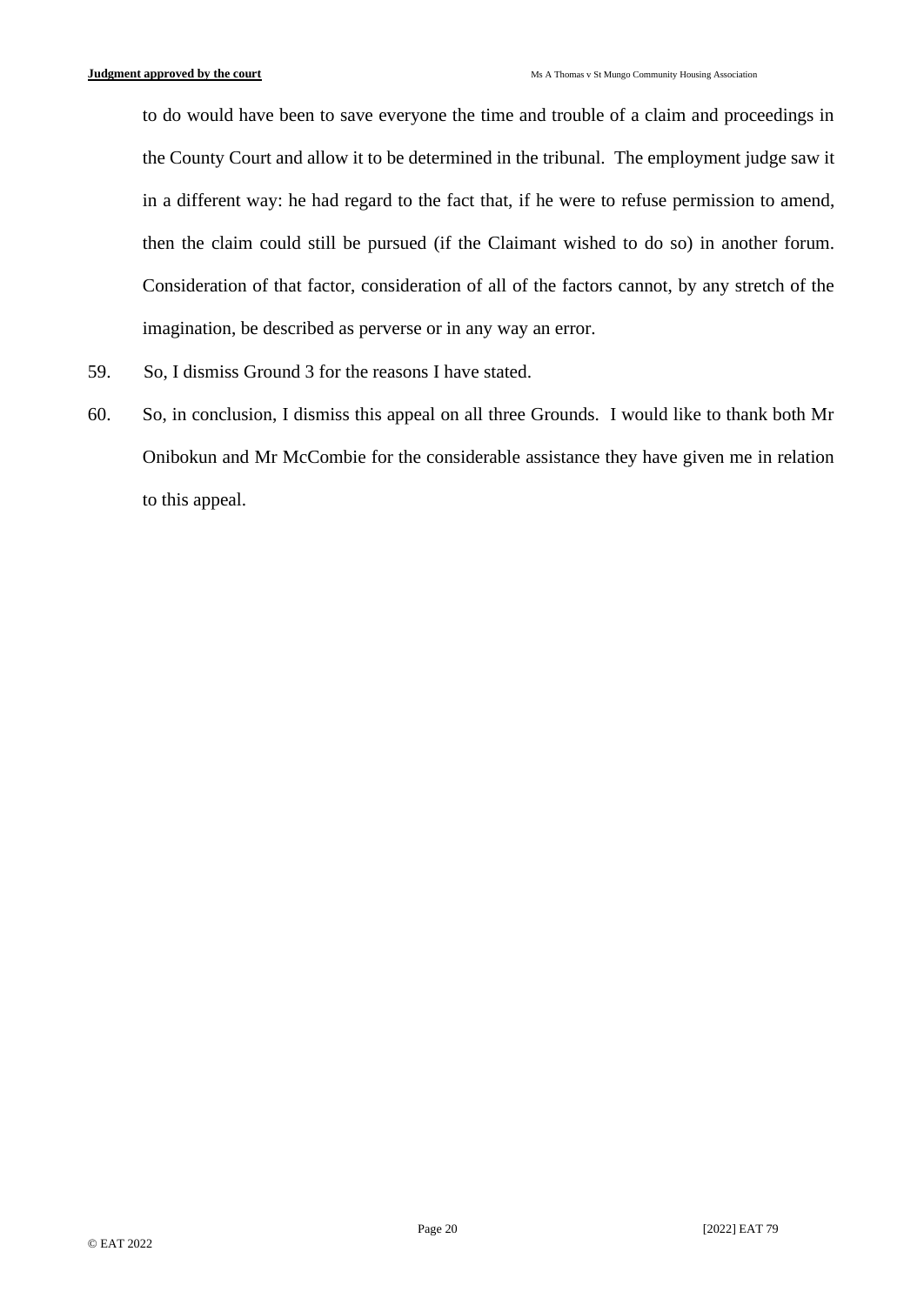to do would have been to save everyone the time and trouble of a claim and proceedings in the County Court and allow it to be determined in the tribunal. The employment judge saw it in a different way: he had regard to the fact that, if he were to refuse permission to amend, then the claim could still be pursued (if the Claimant wished to do so) in another forum. Consideration of that factor, consideration of all of the factors cannot, by any stretch of the imagination, be described as perverse or in any way an error.

59. So, I dismiss Ground 3 for the reasons I have stated.

60. So, in conclusion, I dismiss this appeal on all three Grounds. I would like to thank both Mr Onibokun and Mr McCombie for the considerable assistance they have given me in relation to this appeal.